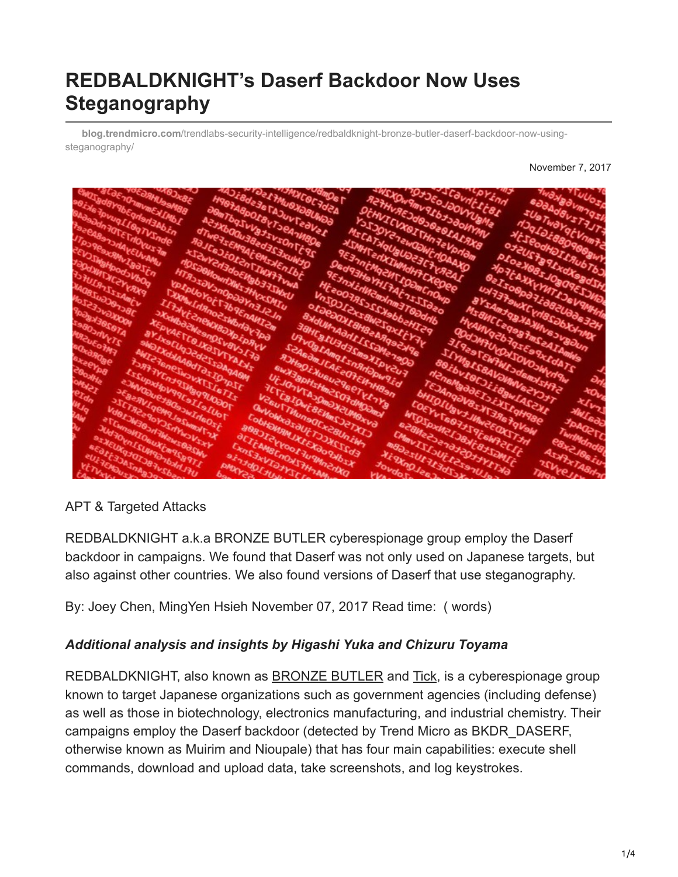# REDBALDKNIGHT's Daserf Backdoor Now Uses Steganography

**blog.trendmicro.com**/trendlabs-security-intelligence/redbaldknight-bronze-butler-daserf-backdoor-now-using-steganography/

November 7, 2017

APT & Targeted Attacks

REDBALDKNIGHT a.k.a BRONZE BUTLER cyberespionage group employ the Daserf backdoor in campaigns. We found that Daserf was not only used on Japanese targets, but also against other countries. We also found versions of Daserf that use steganography.

By: Joey Chen, MingYen Hsieh November 07, 2017 Read time: ( words)

***Additional analysis and insights by Higashi Yuka and Chizuru Toyama***

REDBALDKNIGHT, also known as BRONZE BUTLER and Tick, is a cyberespionage group known to target Japanese organizations such as government agencies (including defense) as well as those in biotechnology, electronics manufacturing, and industrial chemistry. Their campaigns employ the Daserf backdoor (detected by Trend Micro as BKDR_DASERF, otherwise known as Muirim and Nioupale) that has four main capabilities: execute shell commands, download and upload data, take screenshots, and log keystrokes.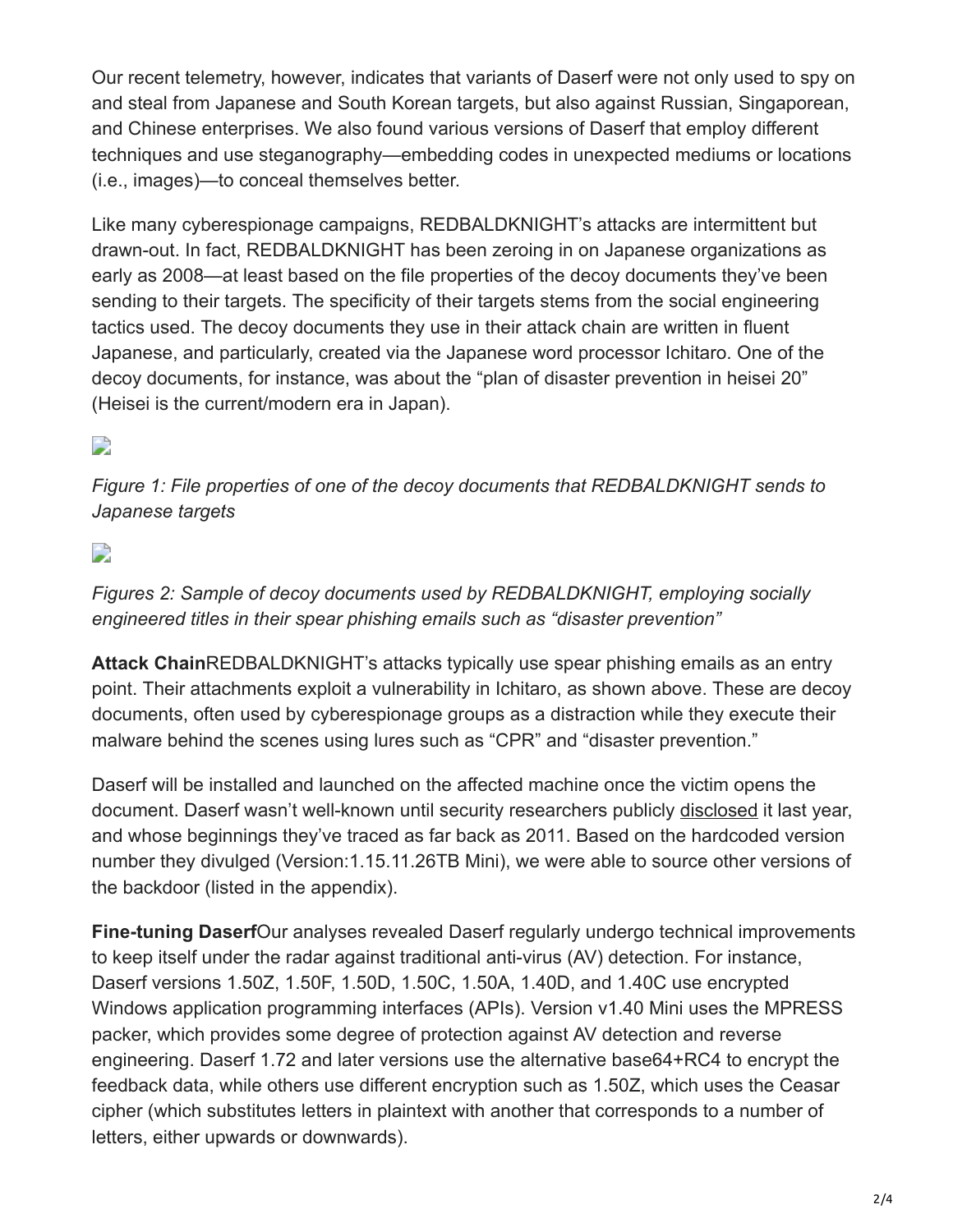Our recent telemetry, however, indicates that variants of Daserf were not only used to spy on and steal from Japanese and South Korean targets, but also against Russian, Singaporean, and Chinese enterprises. We also found various versions of Daserf that employ different techniques and use steganography—embedding codes in unexpected mediums or locations (i.e., images)—to conceal themselves better.

Like many cyberespionage campaigns, REDBALDKNIGHT's attacks are intermittent but drawn-out. In fact, REDBALDKNIGHT has been zeroing in on Japanese organizations as early as 2008—at least based on the file properties of the decoy documents they've been sending to their targets. The specificity of their targets stems from the social engineering tactics used. The decoy documents they use in their attack chain are written in fluent Japanese, and particularly, created via the Japanese word processor Ichitaro. One of the decoy documents, for instance, was about the "plan of disaster prevention in heisei 20" (Heisei is the current/modern era in Japan).

*Figure 1: File properties of one of the decoy documents that REDBALDKNIGHT sends to Japanese targets*

*Figures 2: Sample of decoy documents used by REDBALDKNIGHT, employing socially engineered titles in their spear phishing emails such as "disaster prevention"*

**Attack Chain**REDBALDKNIGHT's attacks typically use spear phishing emails as an entry point. Their attachments exploit a vulnerability in Ichitaro, as shown above. These are decoy documents, often used by cyberespionage groups as a distraction while they execute their malware behind the scenes using lures such as "CPR" and "disaster prevention."

Daserf will be installed and launched on the affected machine once the victim opens the document. Daserf wasn't well-known until security researchers publicly disclosed it last year, and whose beginnings they've traced as far back as 2011. Based on the hardcoded version number they divulged (Version:1.15.11.26TB Mini), we were able to source other versions of the backdoor (listed in the appendix).

**Fine-tuning Daserf**Our analyses revealed Daserf regularly undergo technical improvements to keep itself under the radar against traditional anti-virus (AV) detection. For instance, Daserf versions 1.50Z, 1.50F, 1.50D, 1.50C, 1.50A, 1.40D, and 1.40C use encrypted Windows application programming interfaces (APIs). Version v1.40 Mini uses the MPRESS packer, which provides some degree of protection against AV detection and reverse engineering. Daserf 1.72 and later versions use the alternative base64+RC4 to encrypt the feedback data, while others use different encryption such as 1.50Z, which uses the Ceasar cipher (which substitutes letters in plaintext with another that corresponds to a number of letters, either upwards or downwards).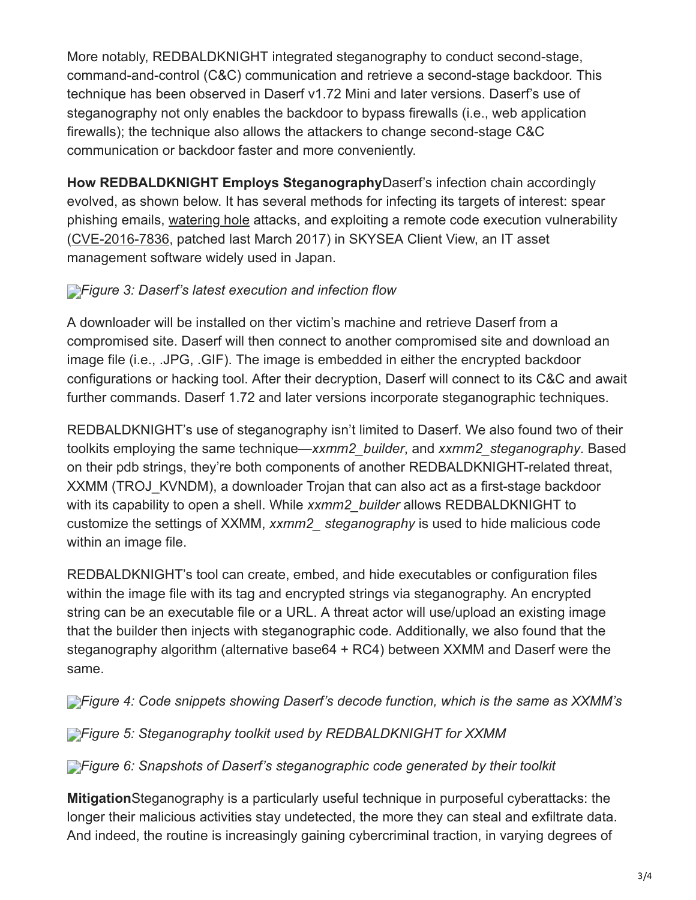More notably, REDBALDKNIGHT integrated steganography to conduct second-stage, command-and-control (C&C) communication and retrieve a second-stage backdoor. This technique has been observed in Daserf v1.72 Mini and later versions. Daserf's use of steganography not only enables the backdoor to bypass firewalls (i.e., web application firewalls); the technique also allows the attackers to change second-stage C&C communication or backdoor faster and more conveniently.

**How REDBALDKNIGHT Employs Steganography**Daserf's infection chain accordingly evolved, as shown below. It has several methods for infecting its targets of interest: spear phishing emails, watering hole attacks, and exploiting a remote code execution vulnerability (CVE-2016-7836, patched last March 2017) in SKYSEA Client View, an IT asset management software widely used in Japan.

*Figure 3: Daserf's latest execution and infection flow*

A downloader will be installed on ther victim's machine and retrieve Daserf from a compromised site. Daserf will then connect to another compromised site and download an image file (i.e., .JPG, .GIF). The image is embedded in either the encrypted backdoor configurations or hacking tool. After their decryption, Daserf will connect to its C&C and await further commands. Daserf 1.72 and later versions incorporate steganographic techniques.

REDBALDKNIGHT's use of steganography isn't limited to Daserf. We also found two of their toolkits employing the same technique—*xxmm2_builder*, and *xxmm2_steganography*. Based on their pdb strings, they're both components of another REDBALDKNIGHT-related threat, XXMM (TROJ_KVNDM), a downloader Trojan that can also act as a first-stage backdoor with its capability to open a shell. While *xxmm2_builder* allows REDBALDKNIGHT to customize the settings of XXMM, *xxmm2_ steganography* is used to hide malicious code within an image file.

REDBALDKNIGHT's tool can create, embed, and hide executables or configuration files within the image file with its tag and encrypted strings via steganography. An encrypted string can be an executable file or a URL. A threat actor will use/upload an existing image that the builder then injects with steganographic code. Additionally, we also found that the steganography algorithm (alternative base64 + RC4) between XXMM and Daserf were the same.

*Figure 4: Code snippets showing Daserf's decode function, which is the same as XXMM's*

*Figure 5: Steganography toolkit used by REDBALDKNIGHT for XXMM*

*Figure 6: Snapshots of Daserf's steganographic code generated by their toolkit*

**Mitigation**Steganography is a particularly useful technique in purposeful cyberattacks: the longer their malicious activities stay undetected, the more they can steal and exfiltrate data. And indeed, the routine is increasingly gaining cybercriminal traction, in varying degrees of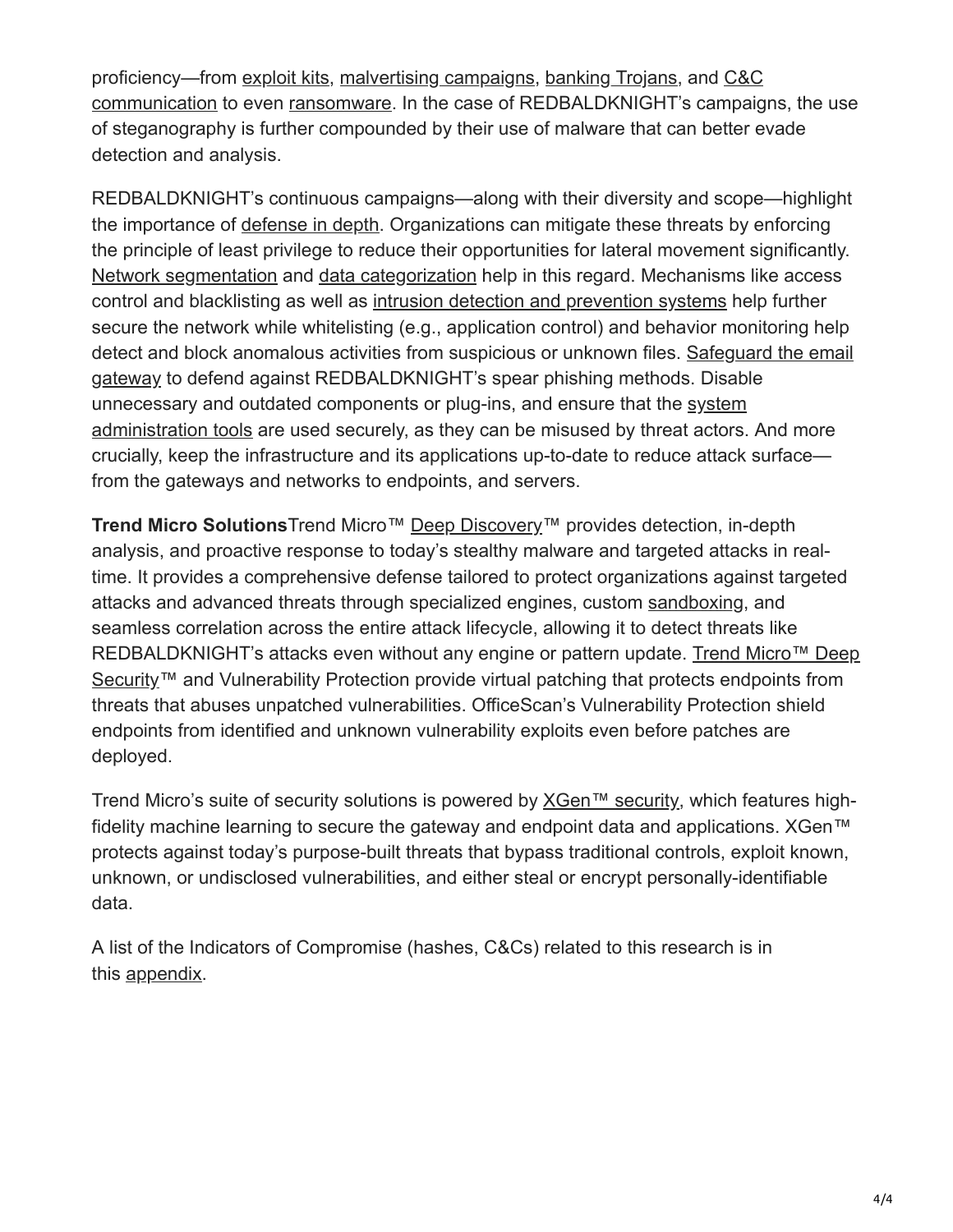proficiency—from exploit kits, malvertising campaigns, banking Trojans, and C&C communication to even ransomware. In the case of REDBALDKNIGHT's campaigns, the use of steganography is further compounded by their use of malware that can better evade detection and analysis.

REDBALDKNIGHT's continuous campaigns—along with their diversity and scope—highlight the importance of defense in depth. Organizations can mitigate these threats by enforcing the principle of least privilege to reduce their opportunities for lateral movement significantly. Network segmentation and data categorization help in this regard. Mechanisms like access control and blacklisting as well as intrusion detection and prevention systems help further secure the network while whitelisting (e.g., application control) and behavior monitoring help detect and block anomalous activities from suspicious or unknown files. Safeguard the email gateway to defend against REDBALDKNIGHT's spear phishing methods. Disable unnecessary and outdated components or plug-ins, and ensure that the system administration tools are used securely, as they can be misused by threat actors. And more crucially, keep the infrastructure and its applications up-to-date to reduce attack surface—from the gateways and networks to endpoints, and servers.

**Trend Micro Solutions**Trend Micro™ Deep Discovery™ provides detection, in-depth analysis, and proactive response to today's stealthy malware and targeted attacks in real-time. It provides a comprehensive defense tailored to protect organizations against targeted attacks and advanced threats through specialized engines, custom sandboxing, and seamless correlation across the entire attack lifecycle, allowing it to detect threats like REDBALDKNIGHT's attacks even without any engine or pattern update. Trend Micro™ Deep Security™ and Vulnerability Protection provide virtual patching that protects endpoints from threats that abuses unpatched vulnerabilities. OfficeScan's Vulnerability Protection shield endpoints from identified and unknown vulnerability exploits even before patches are deployed.

Trend Micro's suite of security solutions is powered by XGen™ security, which features high-fidelity machine learning to secure the gateway and endpoint data and applications. XGen™ protects against today's purpose-built threats that bypass traditional controls, exploit known, unknown, or undisclosed vulnerabilities, and either steal or encrypt personally-identifiable data.

A list of the Indicators of Compromise (hashes, C&Cs) related to this research is in this appendix.